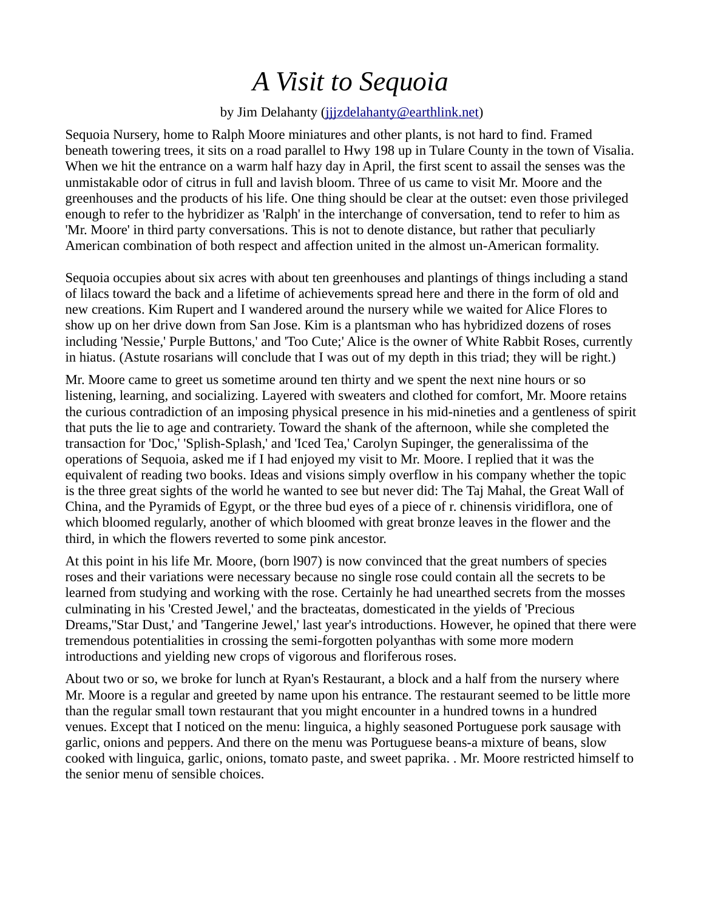# *A Visit to Sequoia*

by Jim Delahanty (jjjzdelahanty@earthlink.net)

Sequoia Nursery, home to Ralph Moore miniatures and other plants, is not hard to find. Framed beneath towering trees, it sits on a road parallel to Hwy 198 up in Tulare County in the town of Visalia. When we hit the entrance on a warm half hazy day in April, the first scent to assail the senses was the unmistakable odor of citrus in full and lavish bloom. Three of us came to visit Mr. Moore and the greenhouses and the products of his life. One thing should be clear at the outset: even those privileged enough to refer to the hybridizer as 'Ralph' in the interchange of conversation, tend to refer to him as 'Mr. Moore' in third party conversations. This is not to denote distance, but rather that peculiarly American combination of both respect and affection united in the almost un-American formality.

Sequoia occupies about six acres with about ten greenhouses and plantings of things including a stand of lilacs toward the back and a lifetime of achievements spread here and there in the form of old and new creations. Kim Rupert and I wandered around the nursery while we waited for Alice Flores to show up on her drive down from San Jose. Kim is a plantsman who has hybridized dozens of roses including 'Nessie,' Purple Buttons,' and 'Too Cute;' Alice is the owner of White Rabbit Roses, currently in hiatus. (Astute rosarians will conclude that I was out of my depth in this triad; they will be right.)

Mr. Moore came to greet us sometime around ten thirty and we spent the next nine hours or so listening, learning, and socializing. Layered with sweaters and clothed for comfort, Mr. Moore retains the curious contradiction of an imposing physical presence in his mid-nineties and a gentleness of spirit that puts the lie to age and contrariety. Toward the shank of the afternoon, while she completed the transaction for 'Doc,' 'Splish-Splash,' and 'Iced Tea,' Carolyn Supinger, the generalissima of the operations of Sequoia, asked me if I had enjoyed my visit to Mr. Moore. I replied that it was the equivalent of reading two books. Ideas and visions simply overflow in his company whether the topic is the three great sights of the world he wanted to see but never did: The Taj Mahal, the Great Wall of China, and the Pyramids of Egypt, or the three bud eyes of a piece of r. chinensis viridiflora, one of which bloomed regularly, another of which bloomed with great bronze leaves in the flower and the third, in which the flowers reverted to some pink ancestor.

At this point in his life Mr. Moore, (born l907) is now convinced that the great numbers of species roses and their variations were necessary because no single rose could contain all the secrets to be learned from studying and working with the rose. Certainly he had unearthed secrets from the mosses culminating in his 'Crested Jewel,' and the bracteatas, domesticated in the yields of 'Precious Dreams,''Star Dust,' and 'Tangerine Jewel,' last year's introductions. However, he opined that there were tremendous potentialities in crossing the semi-forgotten polyanthas with some more modern introductions and yielding new crops of vigorous and floriferous roses.

About two or so, we broke for lunch at Ryan's Restaurant, a block and a half from the nursery where Mr. Moore is a regular and greeted by name upon his entrance. The restaurant seemed to be little more than the regular small town restaurant that you might encounter in a hundred towns in a hundred venues. Except that I noticed on the menu: linguica, a highly seasoned Portuguese pork sausage with garlic, onions and peppers. And there on the menu was Portuguese beans-a mixture of beans, slow cooked with linguica, garlic, onions, tomato paste, and sweet paprika. . Mr. Moore restricted himself to the senior menu of sensible choices.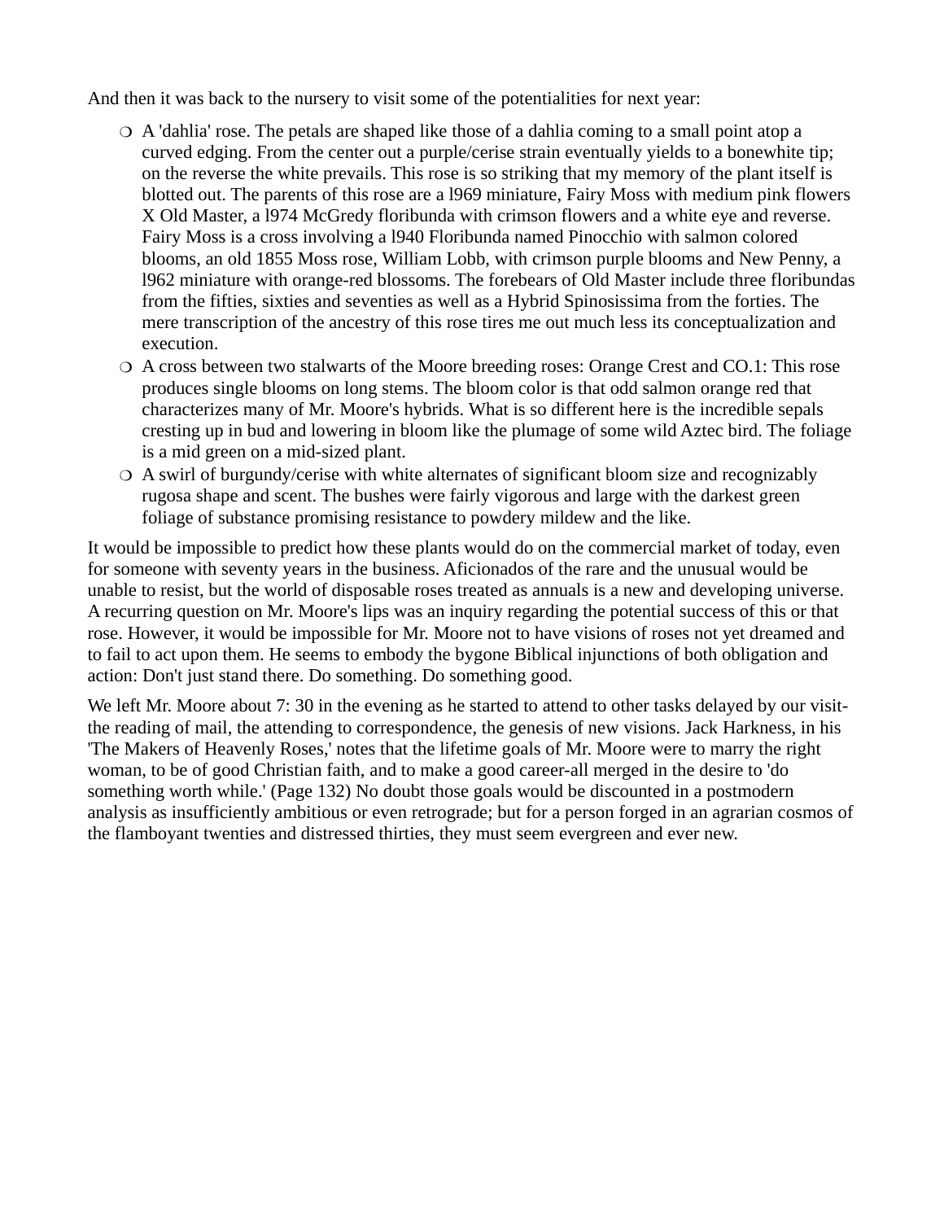And then it was back to the nursery to visit some of the potentialities for next year:

- A 'dahlia' rose. The petals are shaped like those of a dahlia coming to a small point atop a curved edging. From the center out a purple/cerise strain eventually yields to a bonewhite tip; on the reverse the white prevails. This rose is so striking that my memory of the plant itself is blotted out. The parents of this rose are a l969 miniature, Fairy Moss with medium pink flowers X Old Master, a l974 McGredy floribunda with crimson flowers and a white eye and reverse. Fairy Moss is a cross involving a l940 Floribunda named Pinocchio with salmon colored blooms, an old 1855 Moss rose, William Lobb, with crimson purple blooms and New Penny, a l962 miniature with orange-red blossoms. The forebears of Old Master include three floribundas from the fifties, sixties and seventies as well as a Hybrid Spinosissima from the forties. The mere transcription of the ancestry of this rose tires me out much less its conceptualization and execution.
- A cross between two stalwarts of the Moore breeding roses: Orange Crest and CO.1: This rose produces single blooms on long stems. The bloom color is that odd salmon orange red that characterizes many of Mr. Moore's hybrids. What is so different here is the incredible sepals cresting up in bud and lowering in bloom like the plumage of some wild Aztec bird. The foliage is a mid green on a mid-sized plant.
- A swirl of burgundy/cerise with white alternates of significant bloom size and recognizably rugosa shape and scent. The bushes were fairly vigorous and large with the darkest green foliage of substance promising resistance to powdery mildew and the like.

It would be impossible to predict how these plants would do on the commercial market of today, even for someone with seventy years in the business. Aficionados of the rare and the unusual would be unable to resist, but the world of disposable roses treated as annuals is a new and developing universe. A recurring question on Mr. Moore's lips was an inquiry regarding the potential success of this or that rose. However, it would be impossible for Mr. Moore not to have visions of roses not yet dreamed and to fail to act upon them. He seems to embody the bygone Biblical injunctions of both obligation and action: Don't just stand there. Do something. Do something good.

We left Mr. Moore about 7: 30 in the evening as he started to attend to other tasks delayed by our visit-the reading of mail, the attending to correspondence, the genesis of new visions. Jack Harkness, in his 'The Makers of Heavenly Roses,' notes that the lifetime goals of Mr. Moore were to marry the right woman, to be of good Christian faith, and to make a good career-all merged in the desire to 'do something worth while.' (Page 132) No doubt those goals would be discounted in a postmodern analysis as insufficiently ambitious or even retrograde; but for a person forged in an agrarian cosmos of the flamboyant twenties and distressed thirties, they must seem evergreen and ever new.